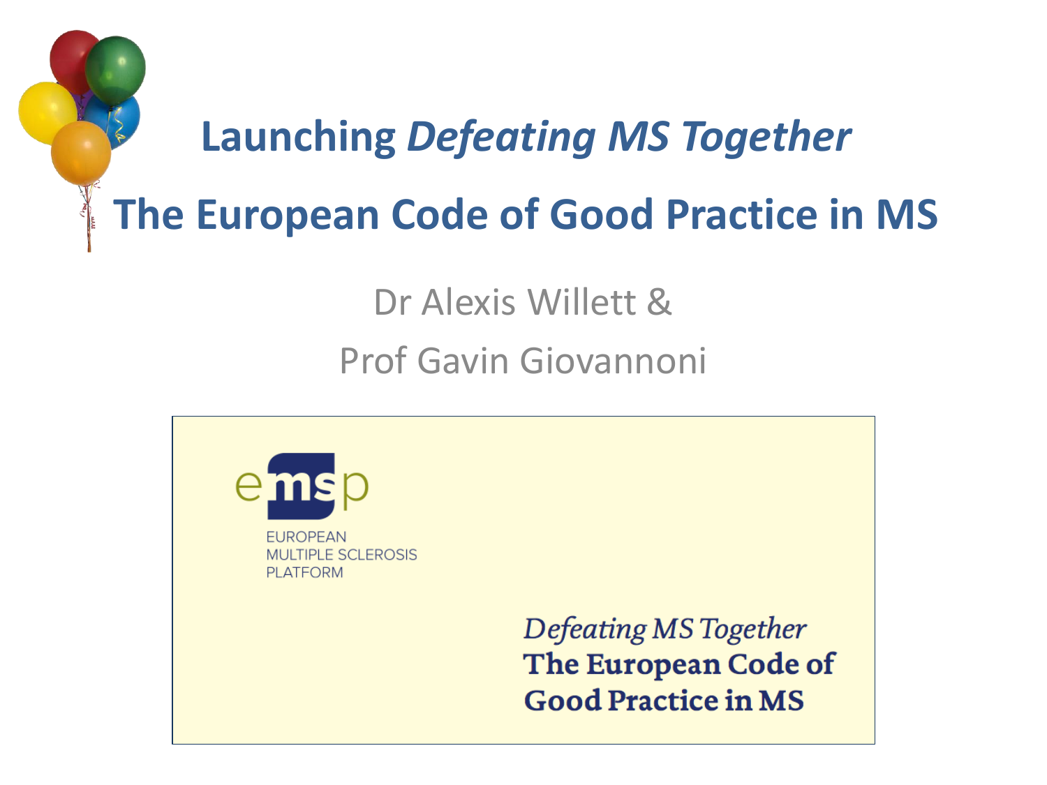# Launching *Defeating MS Together*

# The European Code of Good Practice in MS

Dr Alexis Willett &

Prof Gavin Giovannoni

emsp

EUROPEAN MULTIPLE SCLEROSIS PLATFORM

*Defeating MS Together*

**The European Code of Good Practice in MS**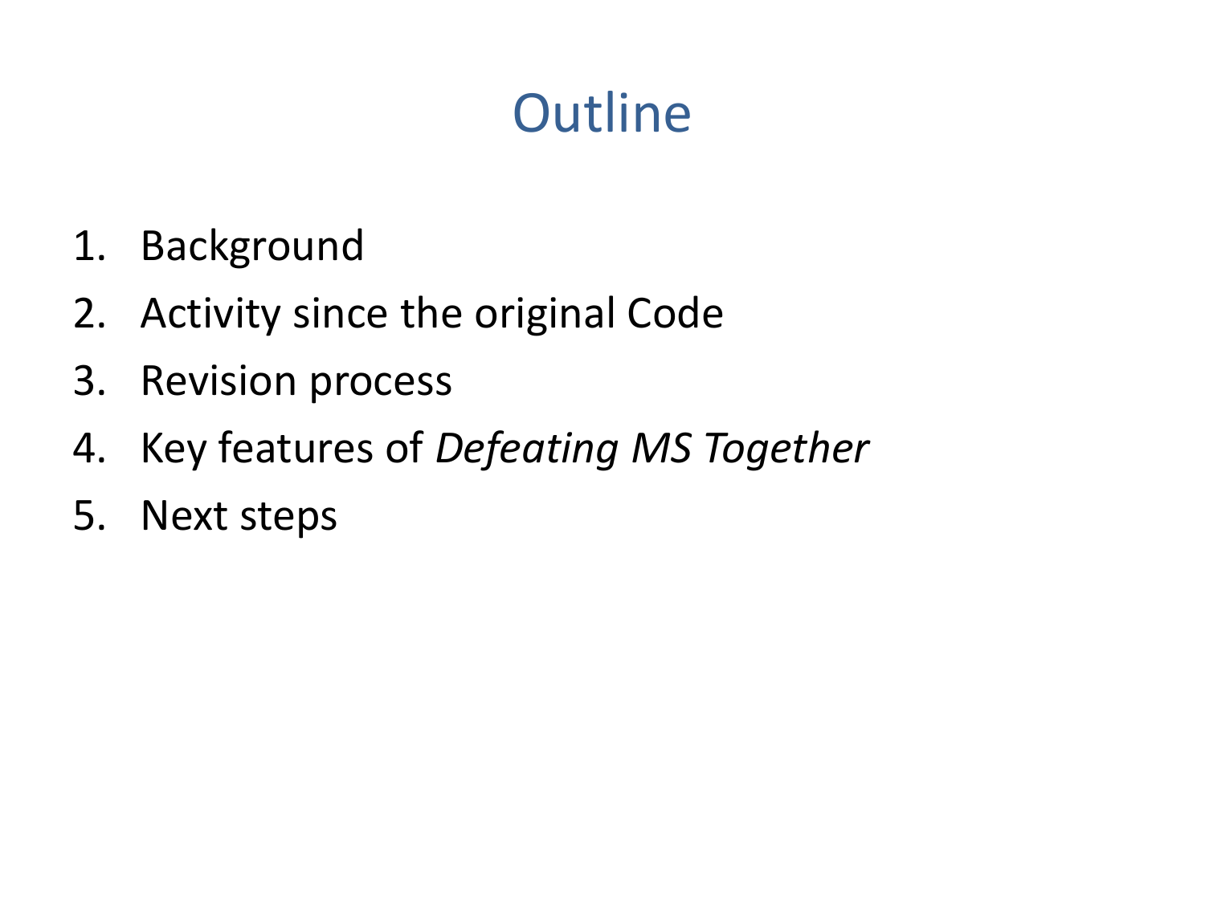# Outline

1. Background
2. Activity since the original Code
3. Revision process
4. Key features of *Defeating MS Together*
5. Next steps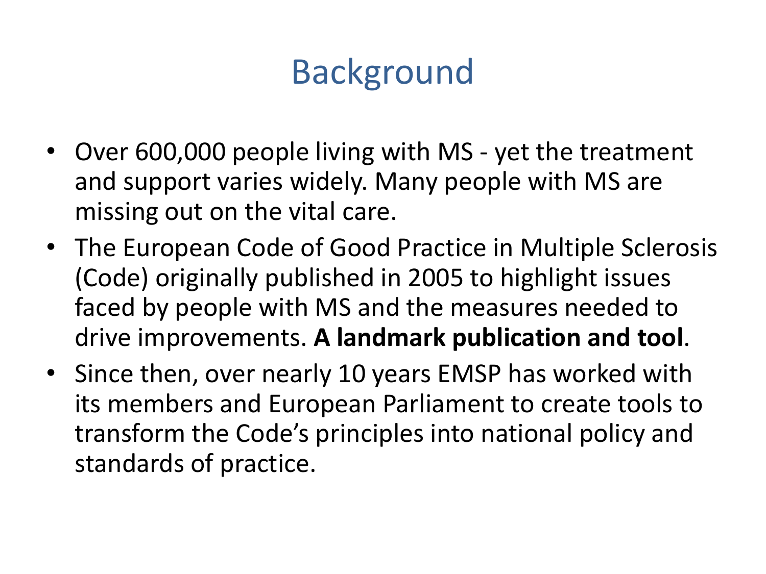# Background

- Over 600,000 people living with MS - yet the treatment and support varies widely. Many people with MS are missing out on the vital care.
- The European Code of Good Practice in Multiple Sclerosis (Code) originally published in 2005 to highlight issues faced by people with MS and the measures needed to drive improvements. **A landmark publication and tool**.
- Since then, over nearly 10 years EMSP has worked with its members and European Parliament to create tools to transform the Code's principles into national policy and standards of practice.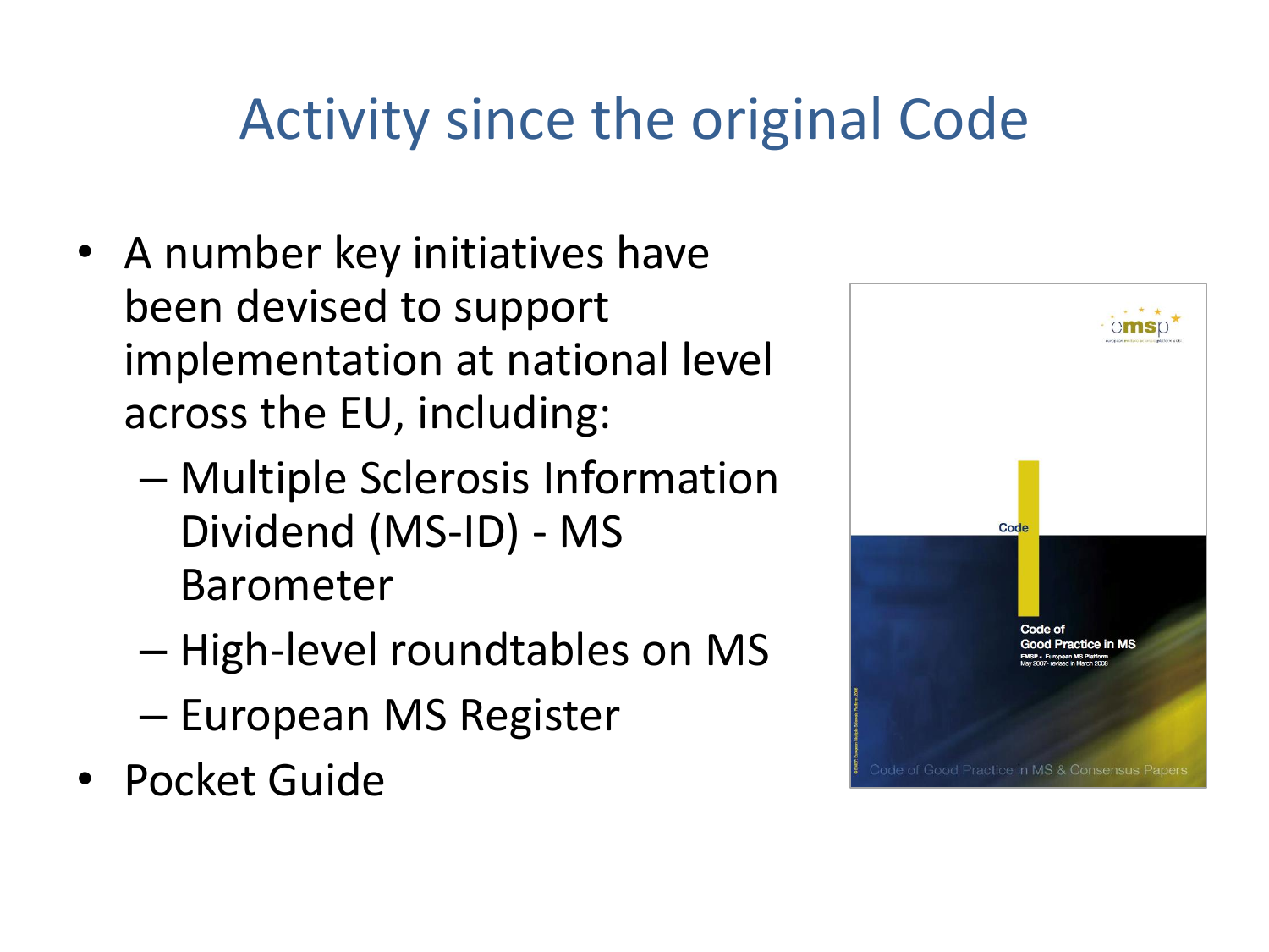# Activity since the original Code

- A number key initiatives have been devised to support implementation at national level across the EU, including:
  - Multiple Sclerosis Information Dividend (MS-ID) - MS Barometer
  - High-level roundtables on MS
  - European MS Register
- Pocket Guide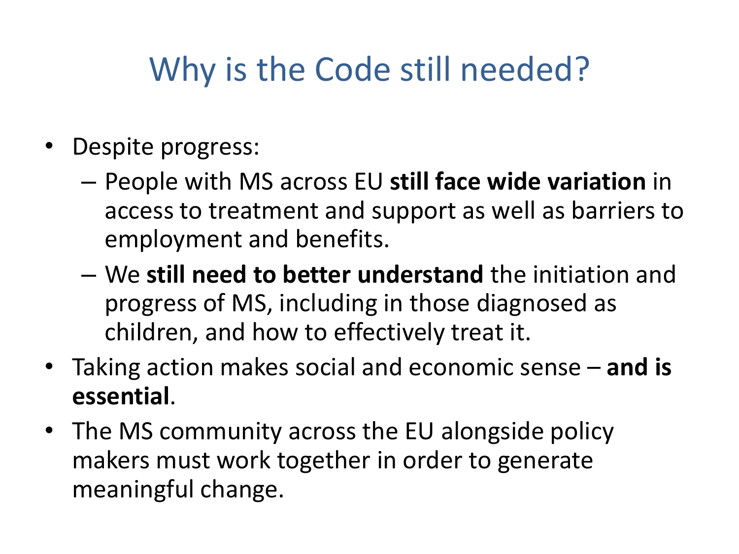# Why is the Code still needed?

- Despite progress:
  - People with MS across EU **still face wide variation** in access to treatment and support as well as barriers to employment and benefits.
  - We **still need to better understand** the initiation and progress of MS, including in those diagnosed as children, and how to effectively treat it.
- Taking action makes social and economic sense – **and is essential**.
- The MS community across the EU alongside policy makers must work together in order to generate meaningful change.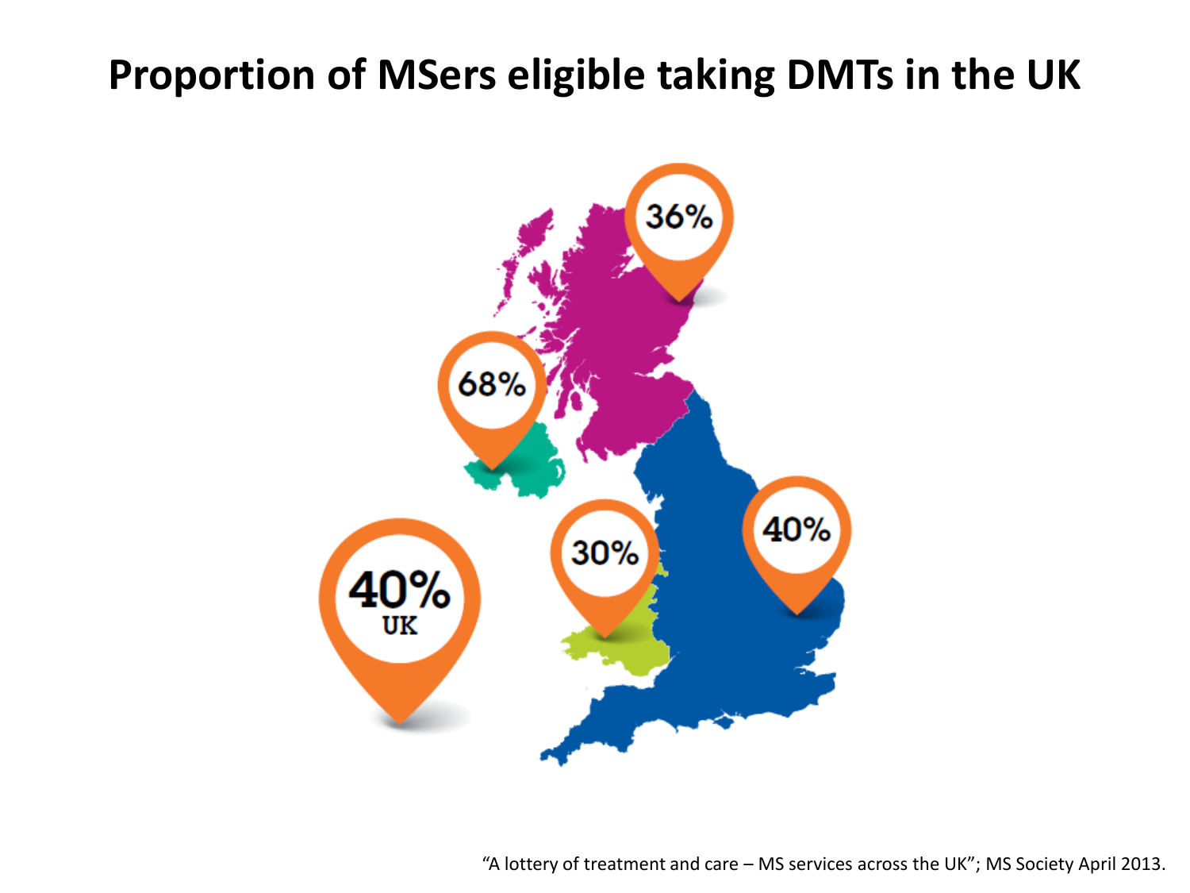# Proportion of MSers eligible taking DMTs in the UK

36%

68%

30%

40%

40%
UK

"A lottery of treatment and care – MS services across the UK"; MS Society April 2013.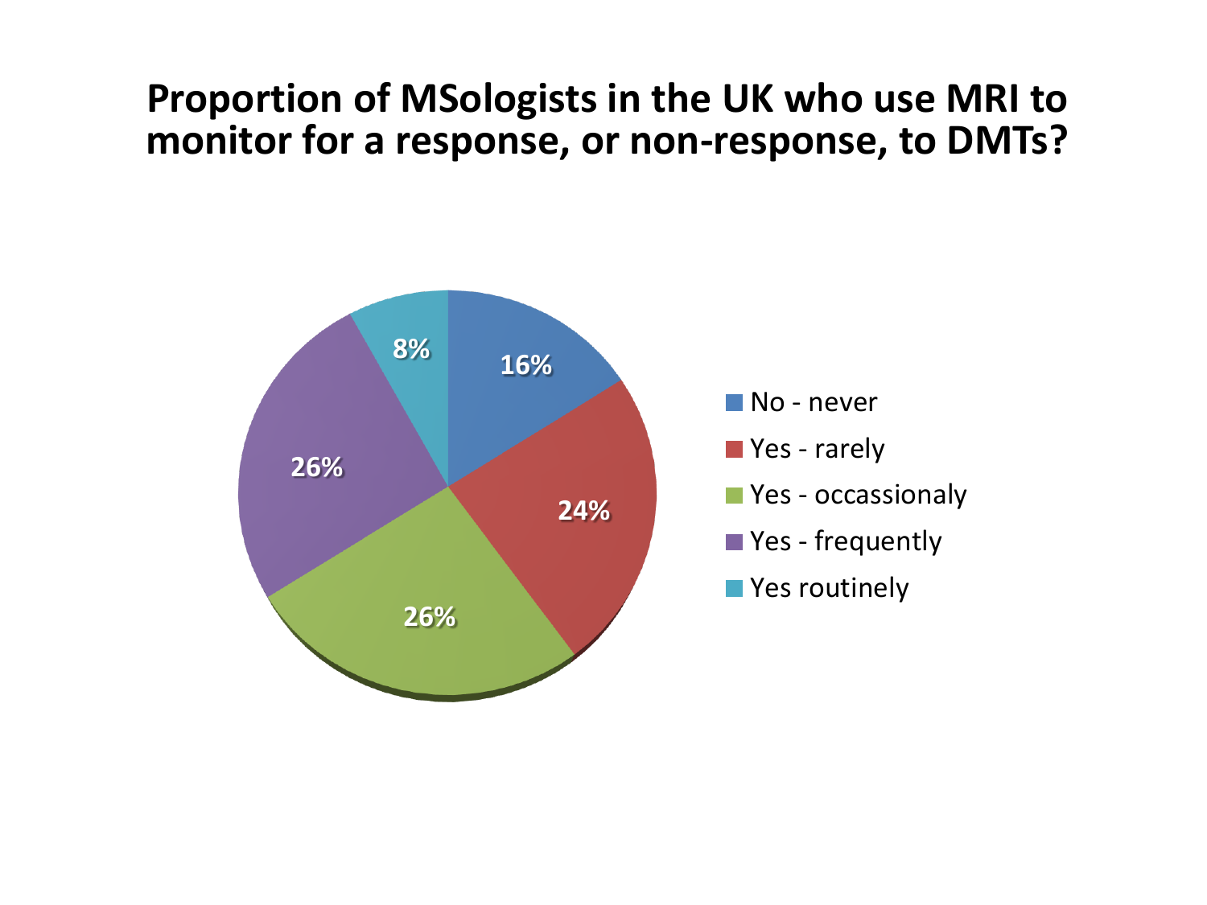# Proportion of MSologists in the UK who use MRI to monitor for a response, or non-response, to DMTs?

| Response | Percentage |
| --- | --- |
| No - never | 16% |
| Yes - rarely | 24% |
| Yes - occassionaly | 26% |
| Yes - frequently | 26% |
| Yes routinely | 8% |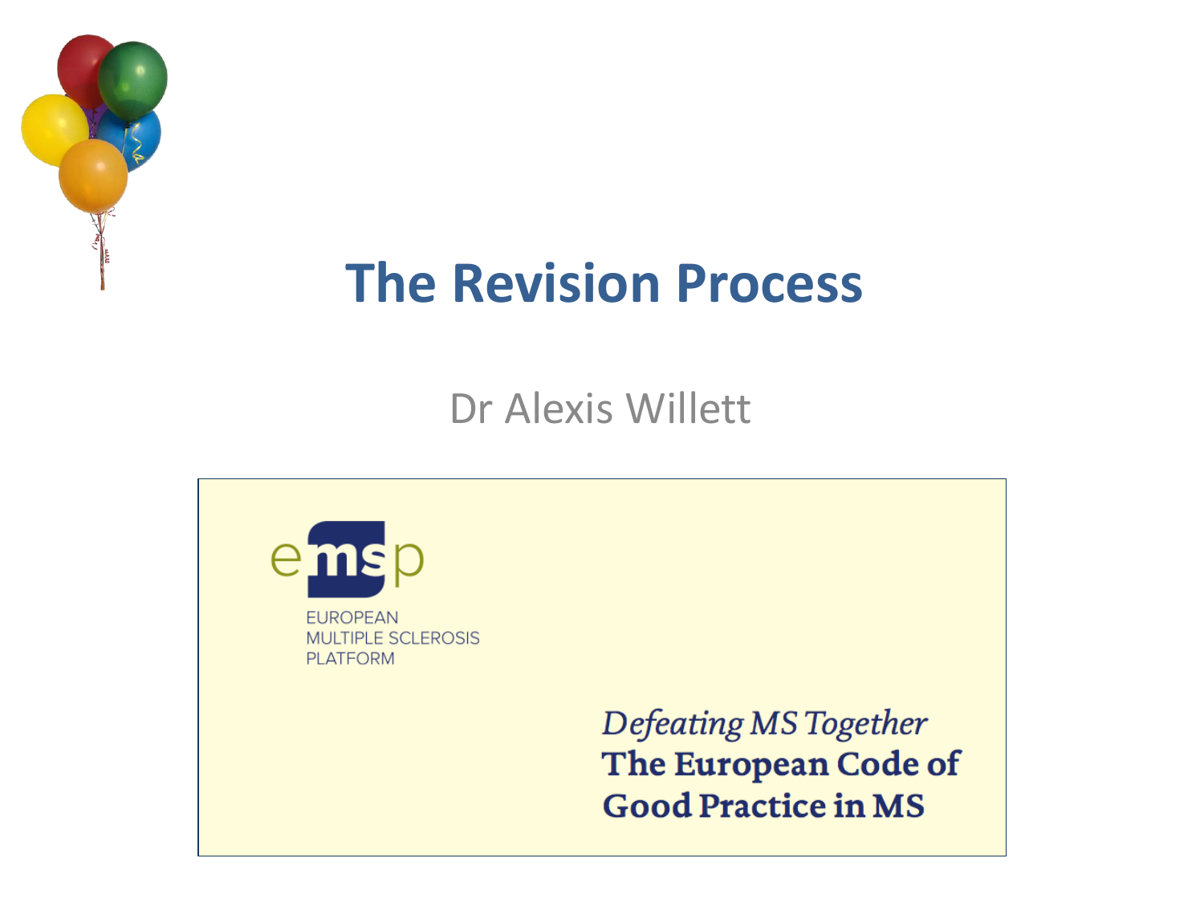# The Revision Process

Dr Alexis Willett

EUROPEAN MULTIPLE SCLEROSIS PLATFORM

*Defeating MS Together*

**The European Code of Good Practice in MS**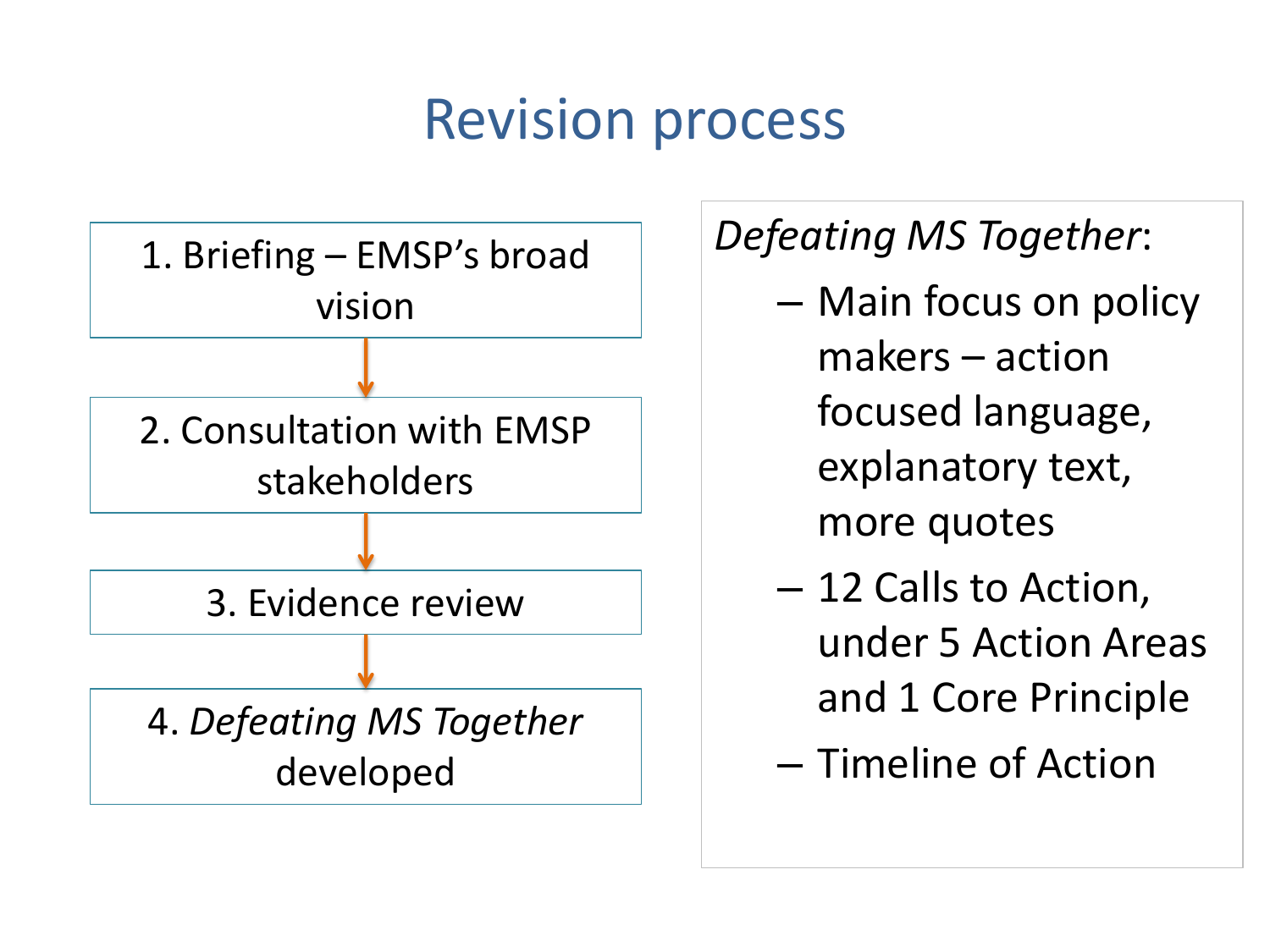# Revision process

1. Briefing – EMSP's broad vision
2. Consultation with EMSP stakeholders
3. Evidence review
4. *Defeating MS Together* developed

*Defeating MS Together*:

- Main focus on policy makers – action focused language, explanatory text, more quotes
- 12 Calls to Action, under 5 Action Areas and 1 Core Principle
- Timeline of Action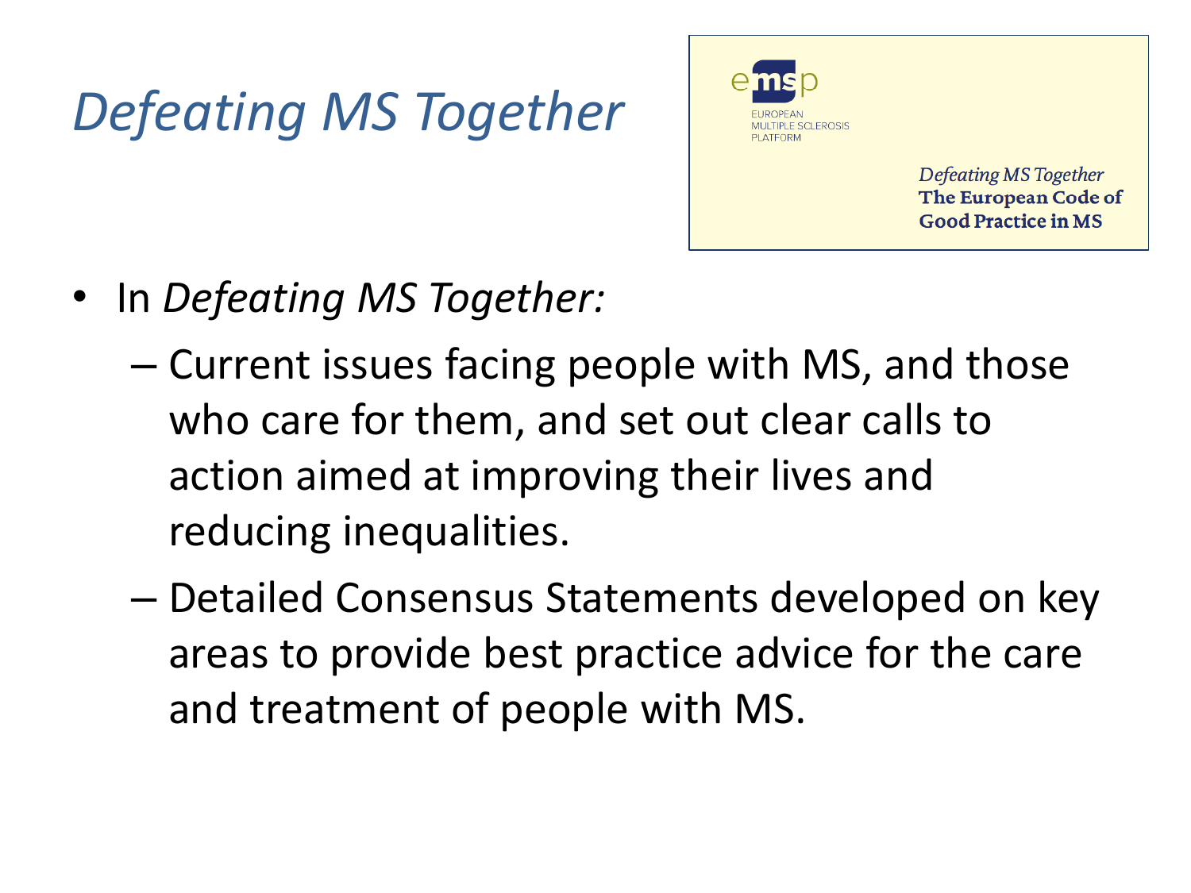# *Defeating MS Together*

emsp
EUROPEAN
MULTIPLE SCLEROSIS
PLATFORM

*Defeating MS Together*
**The European Code of Good Practice in MS**

- In *Defeating MS Together:*
  - Current issues facing people with MS, and those who care for them, and set out clear calls to action aimed at improving their lives and reducing inequalities.
  - Detailed Consensus Statements developed on key areas to provide best practice advice for the care and treatment of people with MS.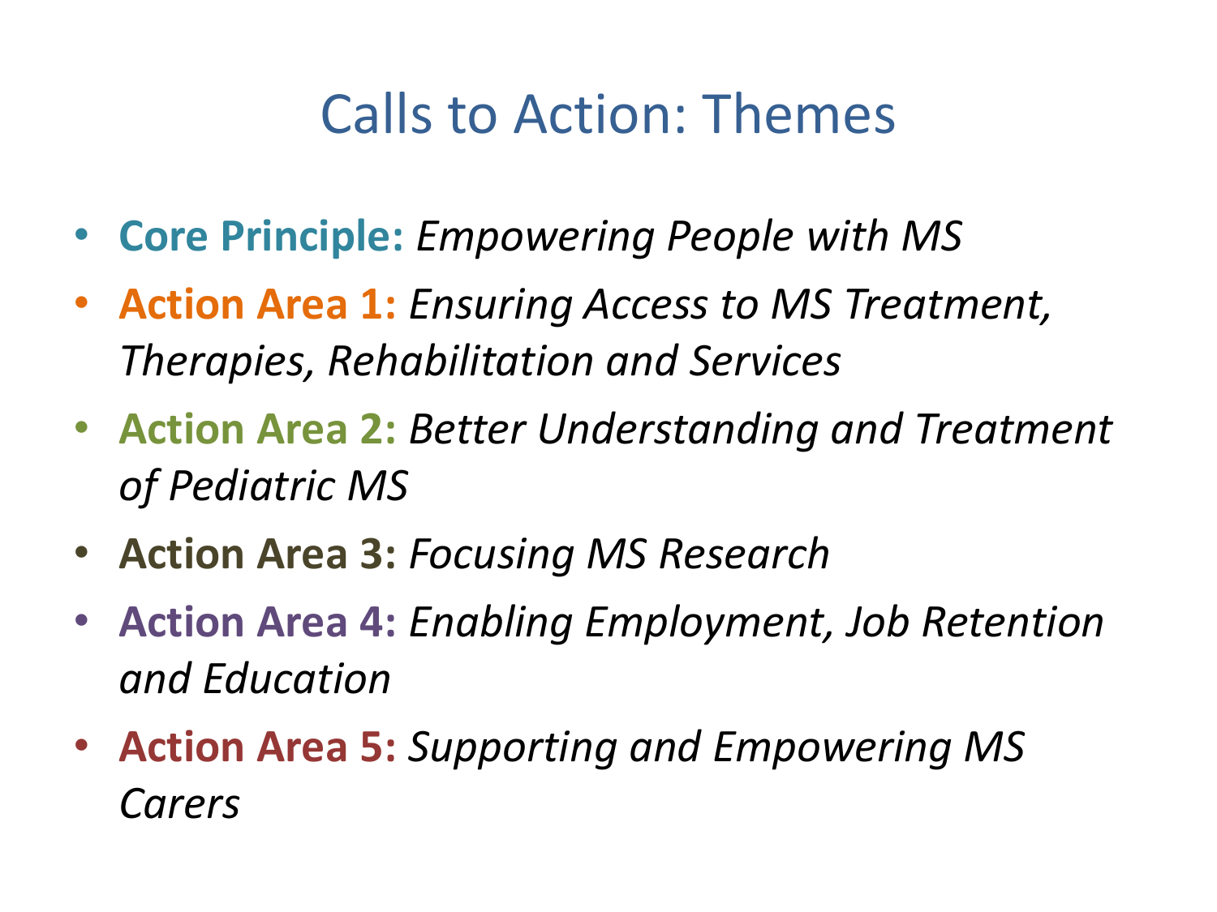# Calls to Action: Themes

- **Core Principle:** *Empowering People with MS*
- **Action Area 1:** *Ensuring Access to MS Treatment, Therapies, Rehabilitation and Services*
- **Action Area 2:** *Better Understanding and Treatment of Pediatric MS*
- **Action Area 3:** *Focusing MS Research*
- **Action Area 4:** *Enabling Employment, Job Retention and Education*
- **Action Area 5:** *Supporting and Empowering MS Carers*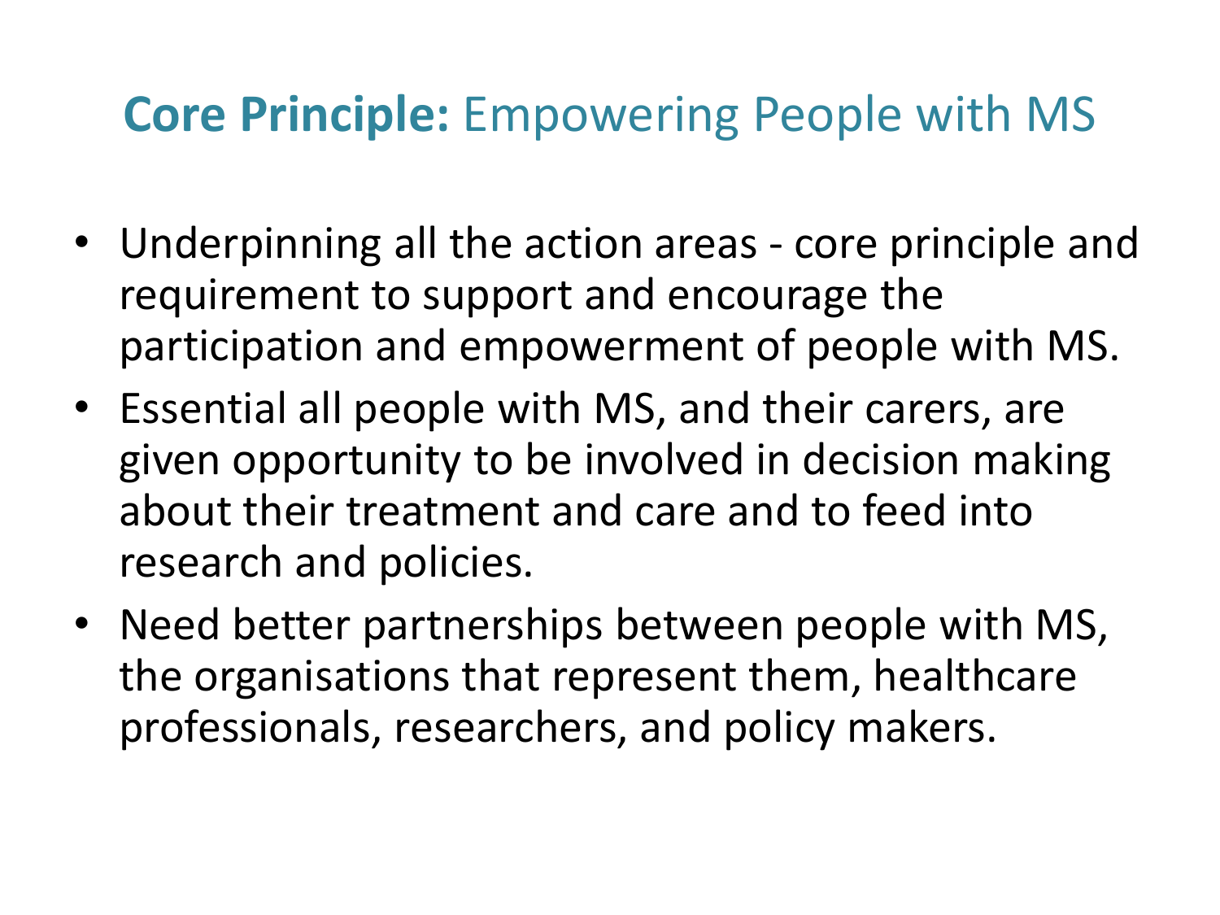# **Core Principle:** Empowering People with MS

- Underpinning all the action areas - core principle and requirement to support and encourage the participation and empowerment of people with MS.
- Essential all people with MS, and their carers, are given opportunity to be involved in decision making about their treatment and care and to feed into research and policies.
- Need better partnerships between people with MS, the organisations that represent them, healthcare professionals, researchers, and policy makers.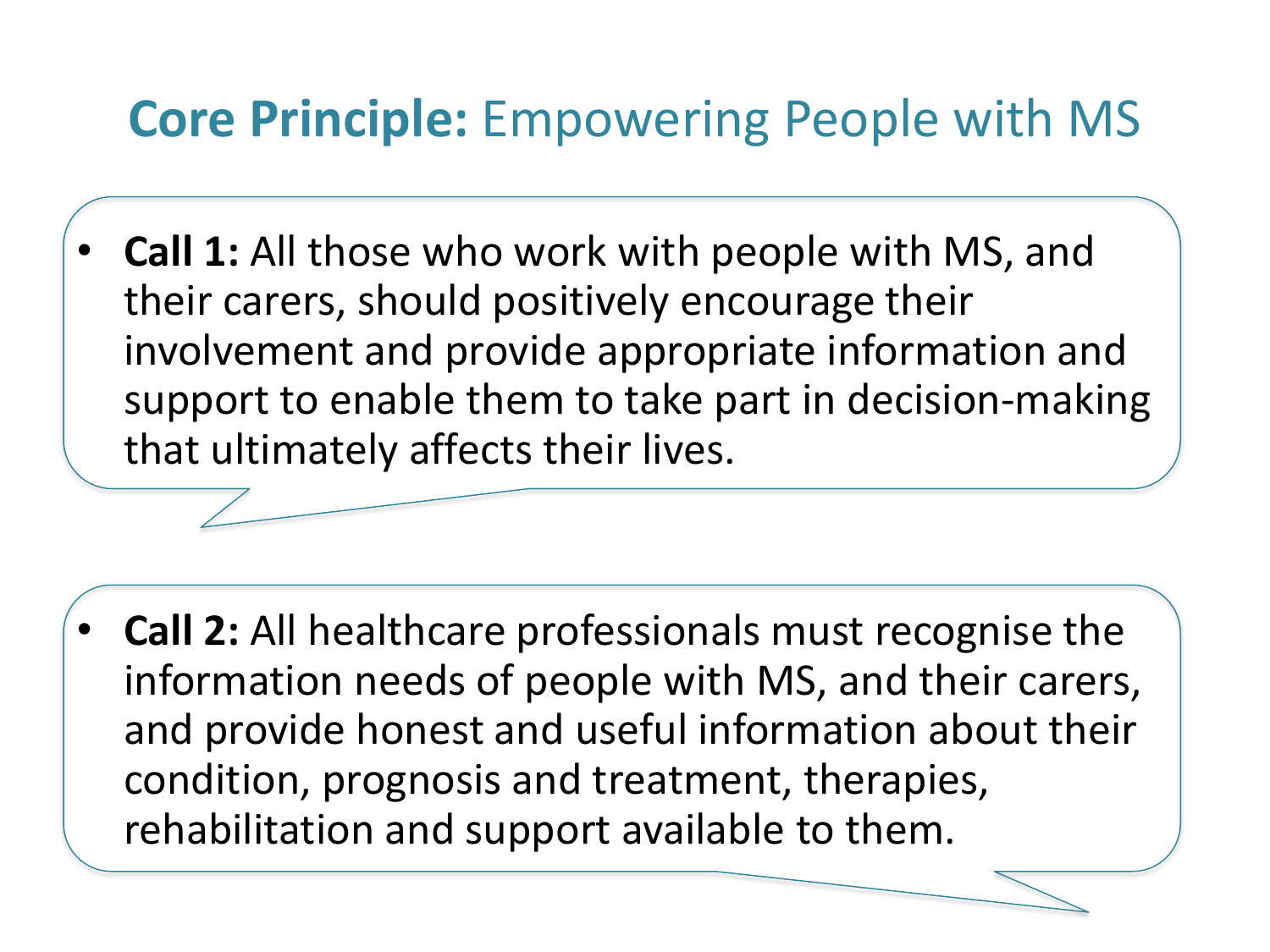# **Core Principle:** Empowering People with MS

- **Call 1:** All those who work with people with MS, and their carers, should positively encourage their involvement and provide appropriate information and support to enable them to take part in decision-making that ultimately affects their lives.

- **Call 2:** All healthcare professionals must recognise the information needs of people with MS, and their carers, and provide honest and useful information about their condition, prognosis and treatment, therapies, rehabilitation and support available to them.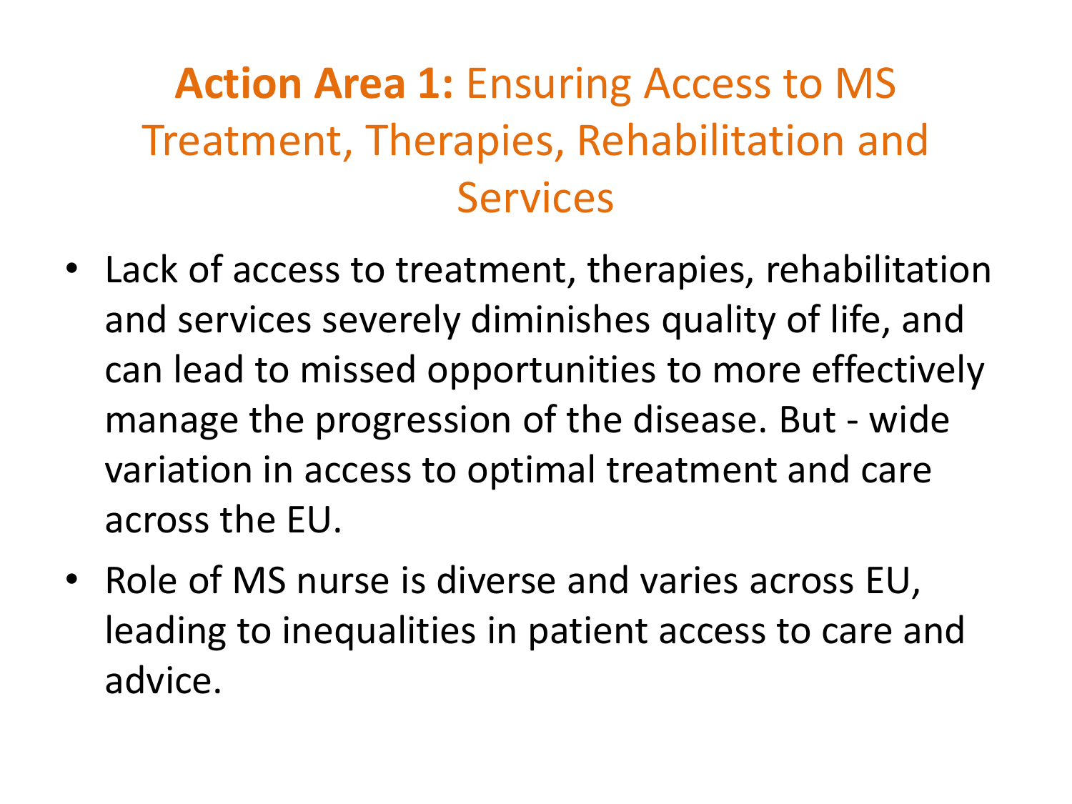# **Action Area 1:** Ensuring Access to MS Treatment, Therapies, Rehabilitation and Services

- Lack of access to treatment, therapies, rehabilitation and services severely diminishes quality of life, and can lead to missed opportunities to more effectively manage the progression of the disease. But - wide variation in access to optimal treatment and care across the EU.
- Role of MS nurse is diverse and varies across EU, leading to inequalities in patient access to care and advice.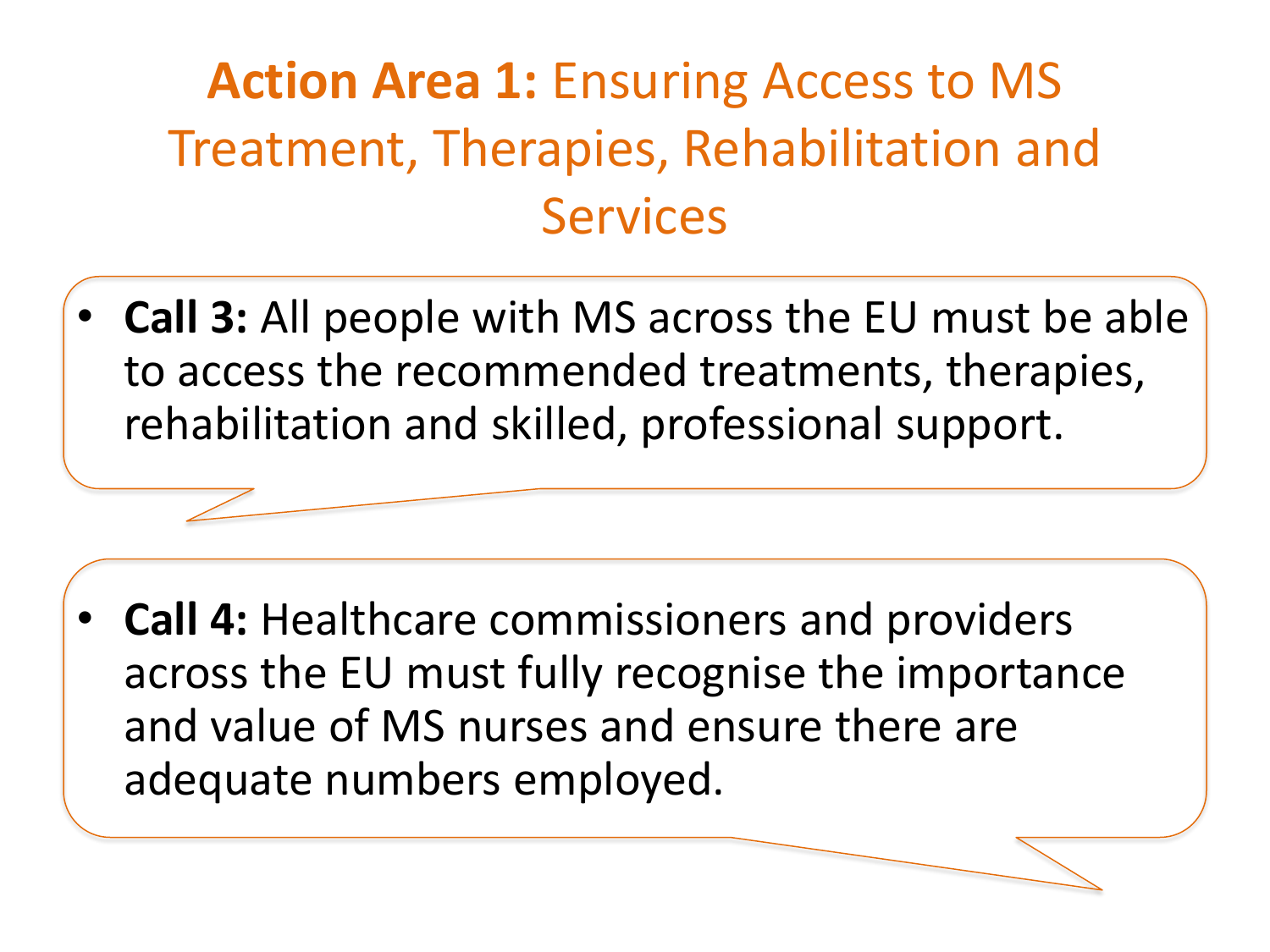# **Action Area 1:** Ensuring Access to MS Treatment, Therapies, Rehabilitation and Services

- **Call 3:** All people with MS across the EU must be able to access the recommended treatments, therapies, rehabilitation and skilled, professional support.

- **Call 4:** Healthcare commissioners and providers across the EU must fully recognise the importance and value of MS nurses and ensure there are adequate numbers employed.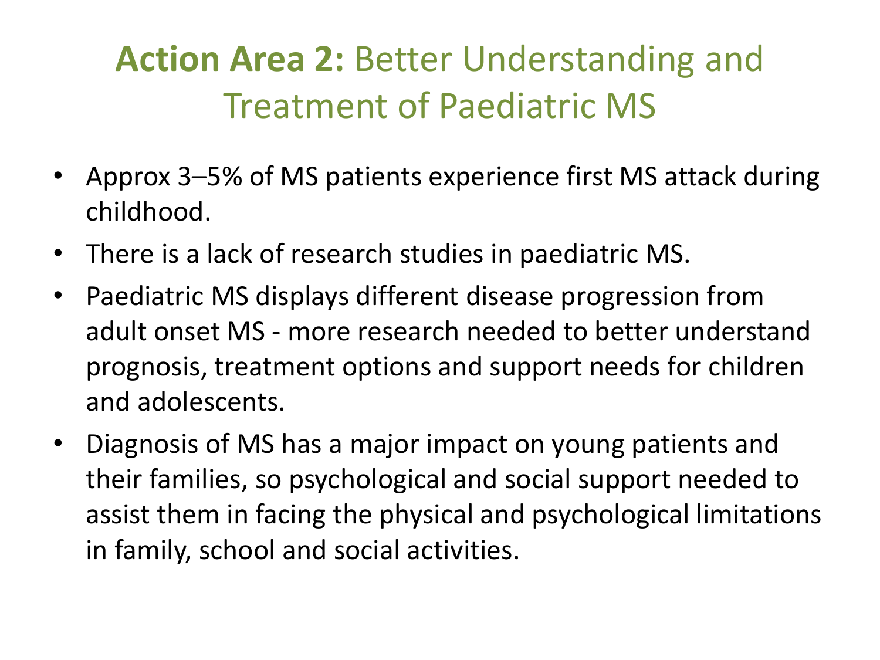# **Action Area 2:** Better Understanding and Treatment of Paediatric MS

- Approx 3–5% of MS patients experience first MS attack during childhood.
- There is a lack of research studies in paediatric MS.
- Paediatric MS displays different disease progression from adult onset MS - more research needed to better understand prognosis, treatment options and support needs for children and adolescents.
- Diagnosis of MS has a major impact on young patients and their families, so psychological and social support needed to assist them in facing the physical and psychological limitations in family, school and social activities.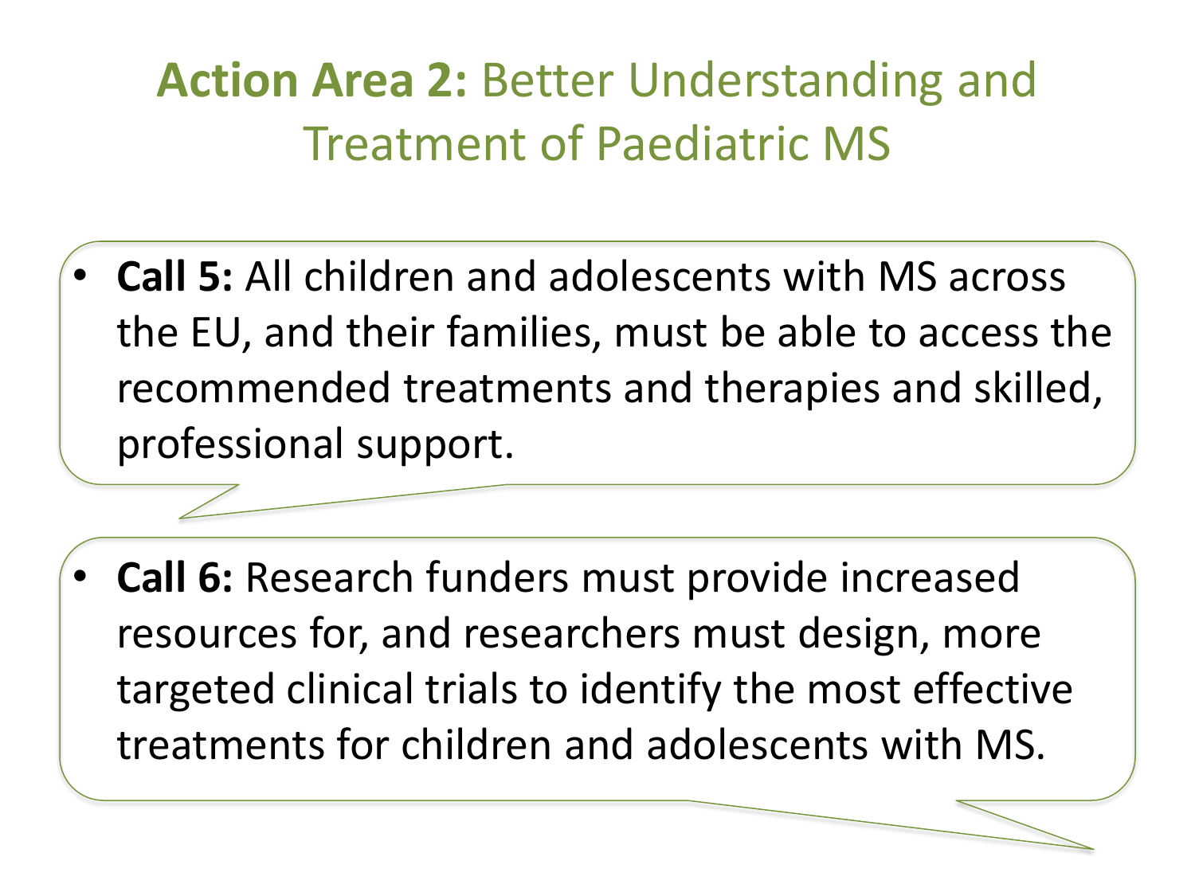# **Action Area 2:** Better Understanding and Treatment of Paediatric MS

- **Call 5:** All children and adolescents with MS across the EU, and their families, must be able to access the recommended treatments and therapies and skilled, professional support.

- **Call 6:** Research funders must provide increased resources for, and researchers must design, more targeted clinical trials to identify the most effective treatments for children and adolescents with MS.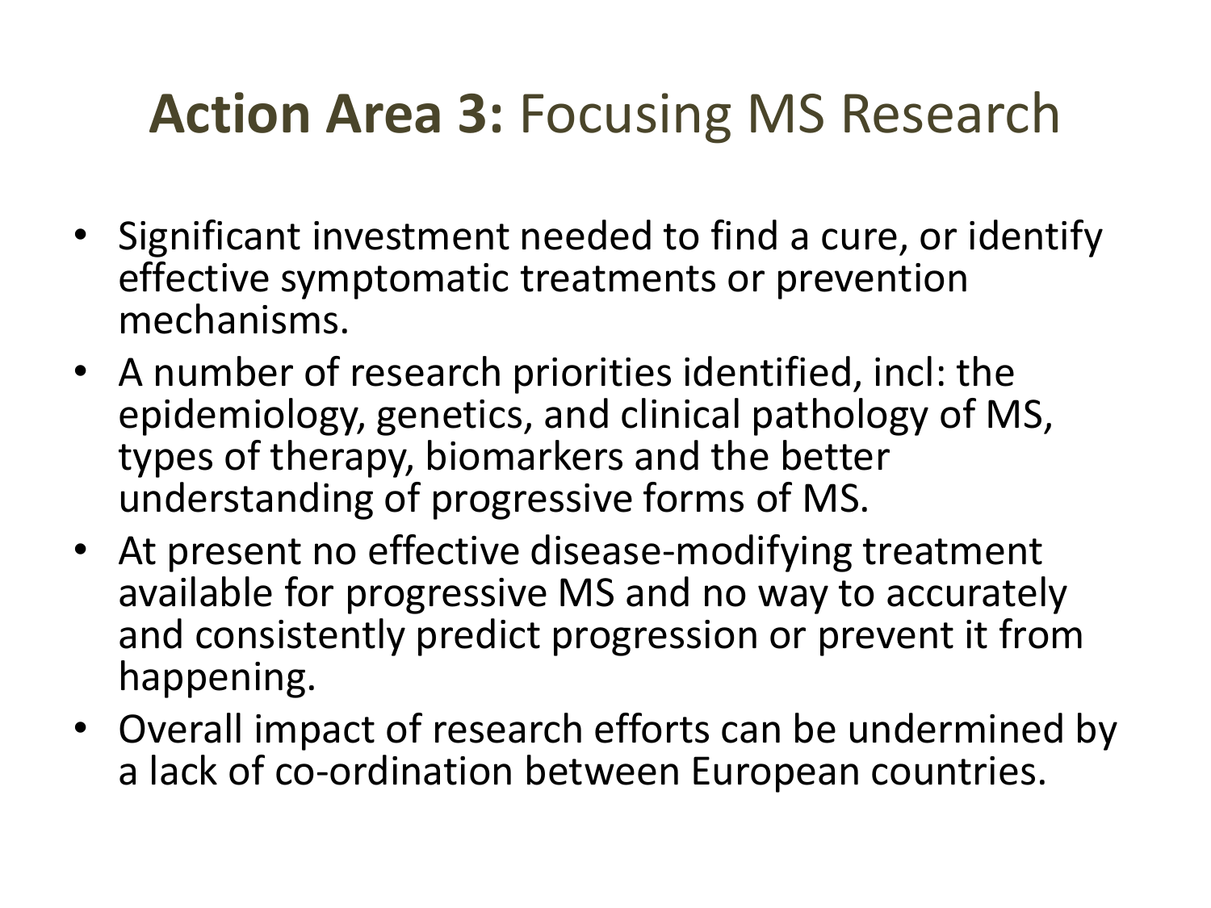# **Action Area 3:** Focusing MS Research

- Significant investment needed to find a cure, or identify effective symptomatic treatments or prevention mechanisms.
- A number of research priorities identified, incl: the epidemiology, genetics, and clinical pathology of MS, types of therapy, biomarkers and the better understanding of progressive forms of MS.
- At present no effective disease-modifying treatment available for progressive MS and no way to accurately and consistently predict progression or prevent it from happening.
- Overall impact of research efforts can be undermined by a lack of co-ordination between European countries.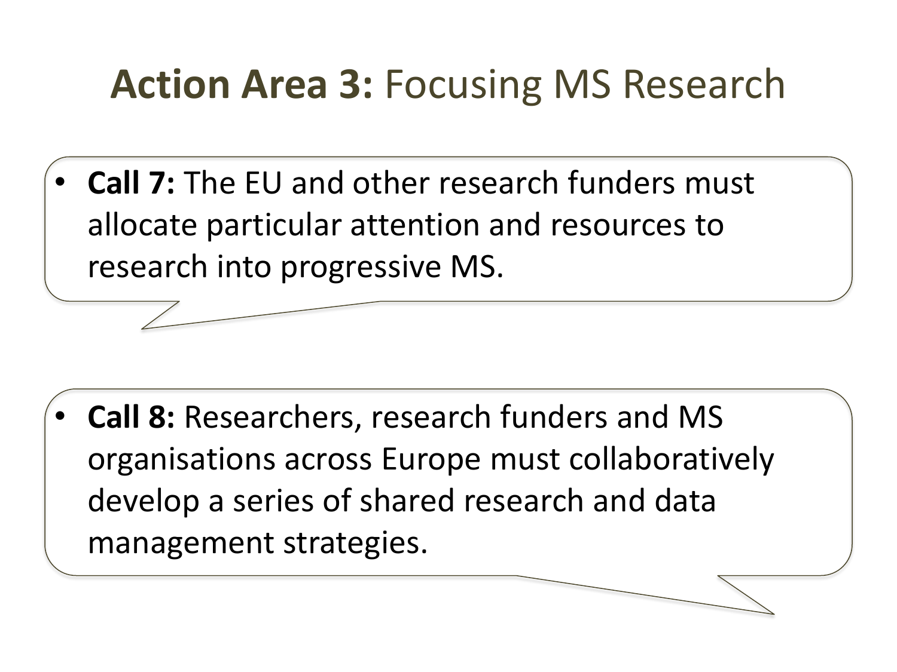# **Action Area 3:** Focusing MS Research

- **Call 7:** The EU and other research funders must allocate particular attention and resources to research into progressive MS.

- **Call 8:** Researchers, research funders and MS organisations across Europe must collaboratively develop a series of shared research and data management strategies.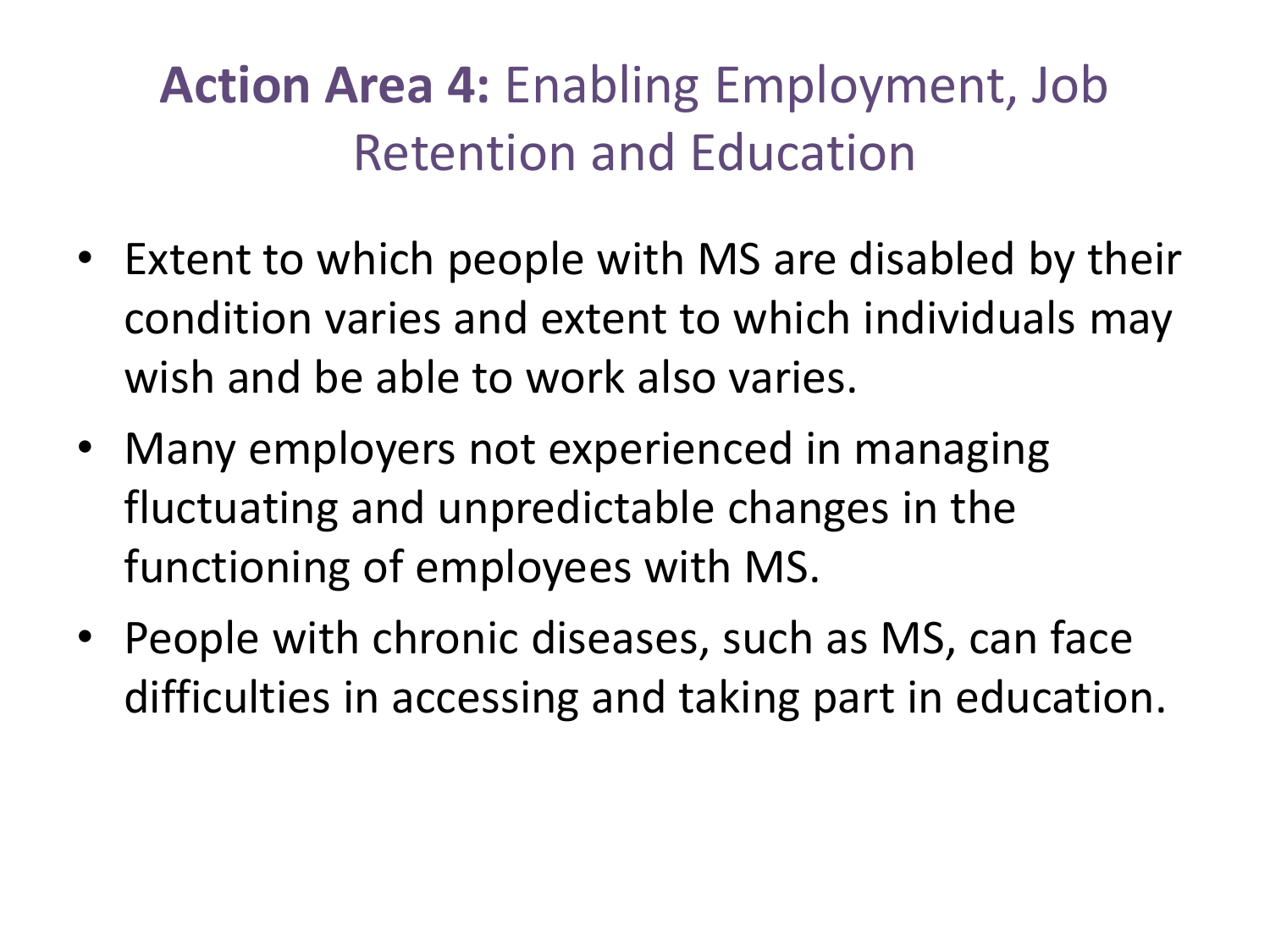# **Action Area 4:** Enabling Employment, Job Retention and Education

- Extent to which people with MS are disabled by their condition varies and extent to which individuals may wish and be able to work also varies.
- Many employers not experienced in managing fluctuating and unpredictable changes in the functioning of employees with MS.
- People with chronic diseases, such as MS, can face difficulties in accessing and taking part in education.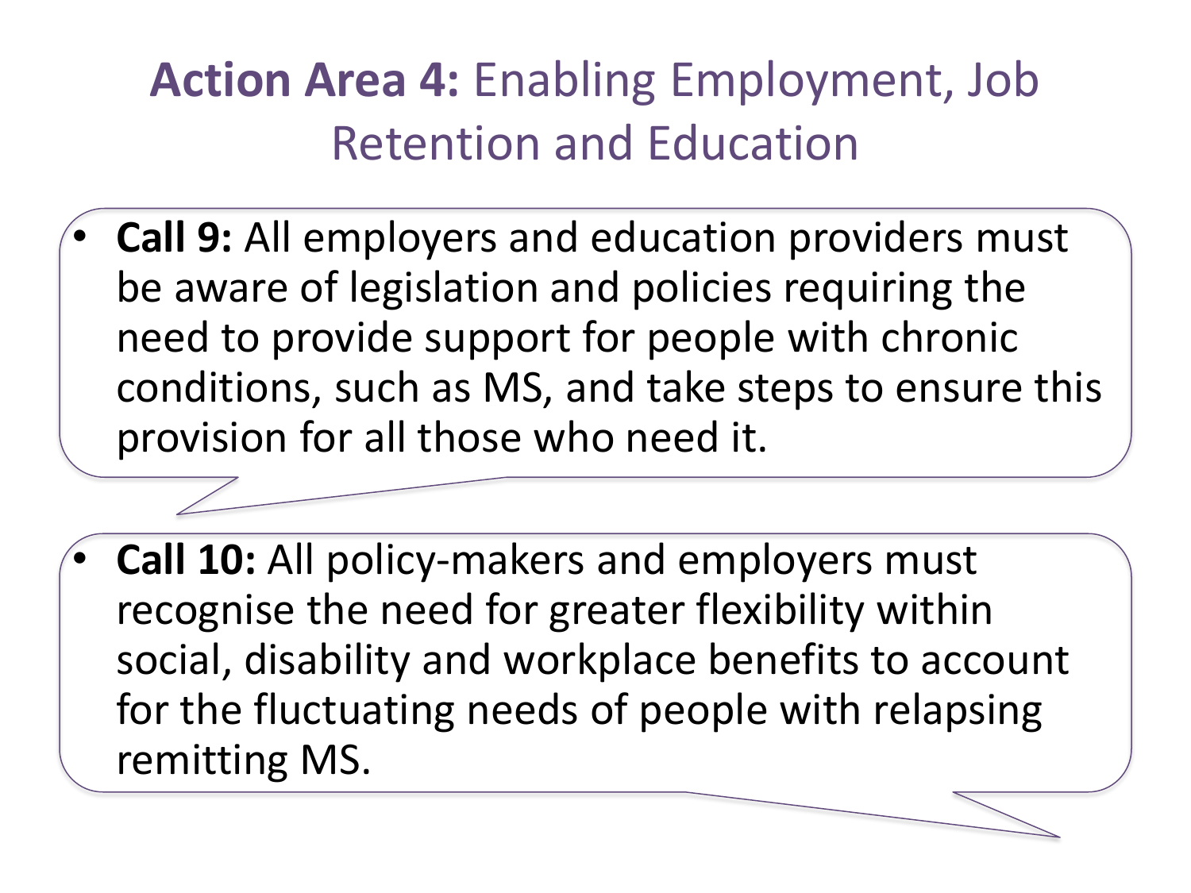# **Action Area 4:** Enabling Employment, Job Retention and Education

- **Call 9:** All employers and education providers must be aware of legislation and policies requiring the need to provide support for people with chronic conditions, such as MS, and take steps to ensure this provision for all those who need it.

- **Call 10:** All policy-makers and employers must recognise the need for greater flexibility within social, disability and workplace benefits to account for the fluctuating needs of people with relapsing remitting MS.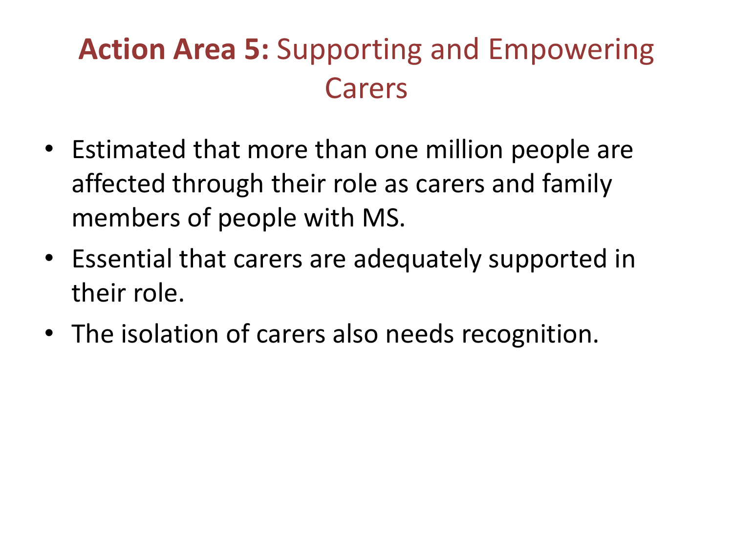# **Action Area 5:** Supporting and Empowering Carers

- Estimated that more than one million people are affected through their role as carers and family members of people with MS.
- Essential that carers are adequately supported in their role.
- The isolation of carers also needs recognition.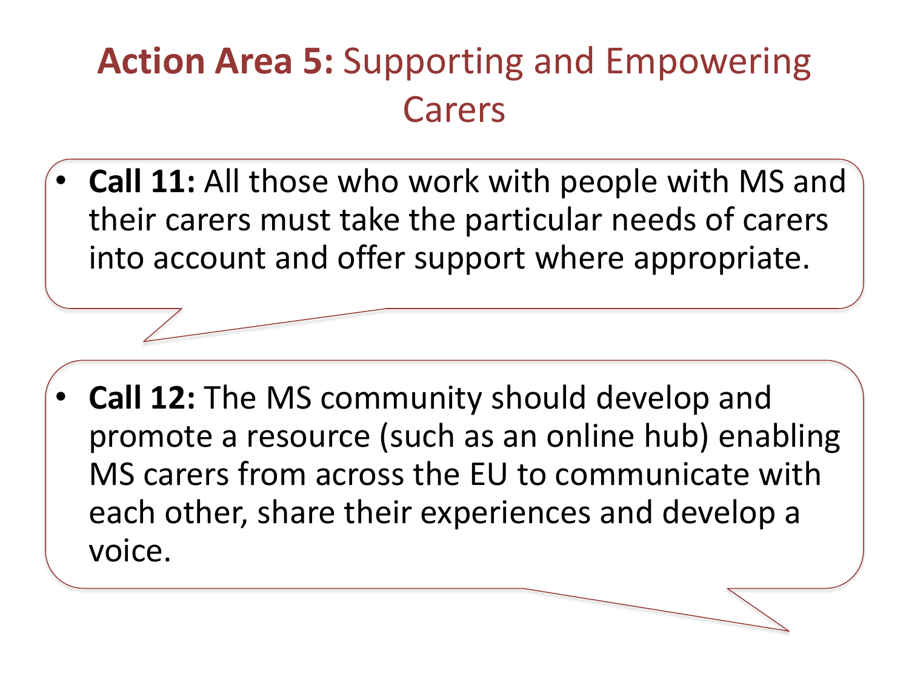# **Action Area 5:** Supporting and Empowering Carers

- **Call 11:** All those who work with people with MS and their carers must take the particular needs of carers into account and offer support where appropriate.

- **Call 12:** The MS community should develop and promote a resource (such as an online hub) enabling MS carers from across the EU to communicate with each other, share their experiences and develop a voice.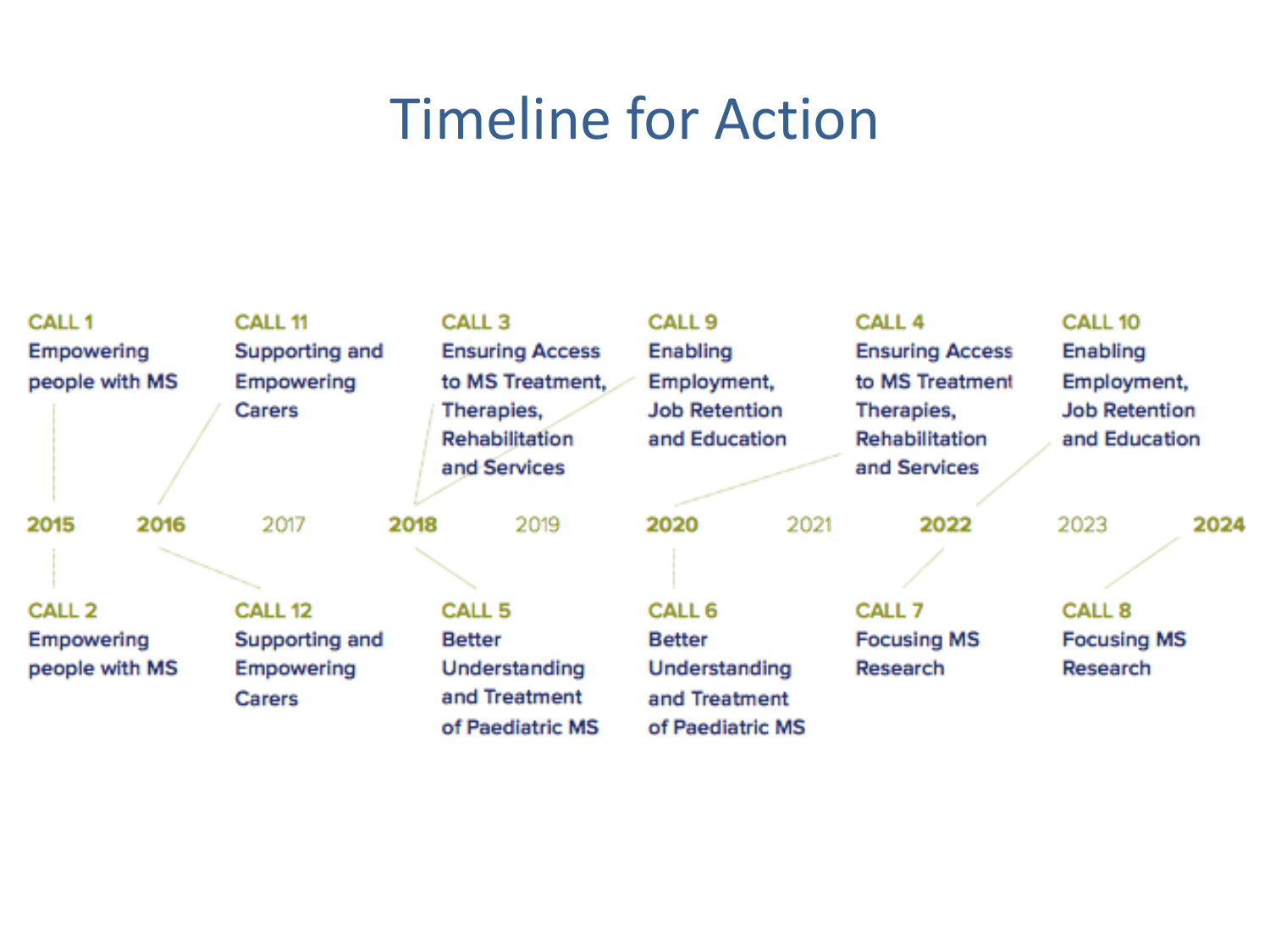# Timeline for Action

| Year | Call (above) | Call (below) |
| --- | --- | --- |
| 2015 | **CALL 1** Empowering people with MS | **CALL 2** Empowering people with MS |
| 2016 | **CALL 11** Supporting and Empowering Carers | **CALL 12** Supporting and Empowering Carers |
| 2017 | | |
| 2018 | **CALL 3** Ensuring Access to MS Treatment, Therapies, Rehabilitation and Services | **CALL 5** Better Understanding and Treatment of Paediatric MS |
| 2018 | **CALL 9** Enabling Employment, Job Retention and Education | |
| 2019 | | |
| 2020 | **CALL 4** Ensuring Access to MS Treatment Therapies, Rehabilitation and Services | **CALL 6** Better Understanding and Treatment of Paediatric MS |
| 2021 | | |
| 2022 | **CALL 10** Enabling Employment, Job Retention and Education | **CALL 7** Focusing MS Research |
| 2023 | | |
| 2024 | | **CALL 8** Focusing MS Research |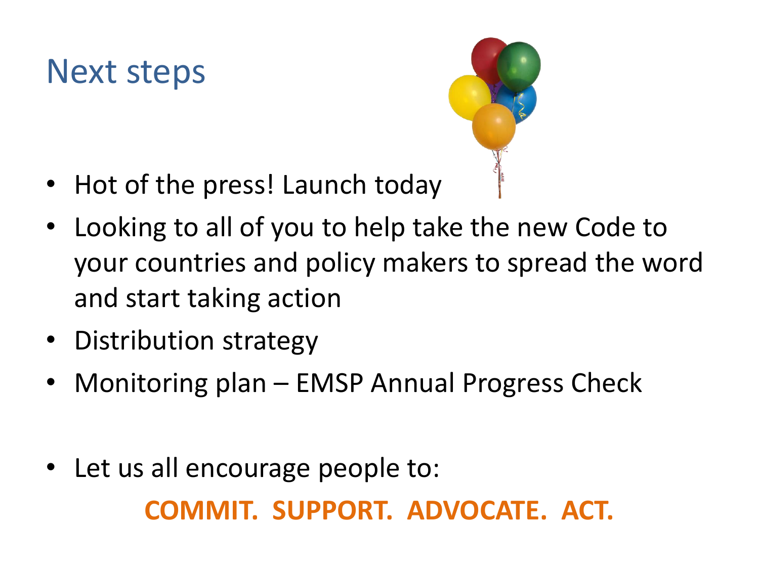# Next steps

- Hot of the press! Launch today
- Looking to all of you to help take the new Code to your countries and policy makers to spread the word and start taking action
- Distribution strategy
- Monitoring plan – EMSP Annual Progress Check

- Let us all encourage people to:

**COMMIT. SUPPORT. ADVOCATE. ACT.**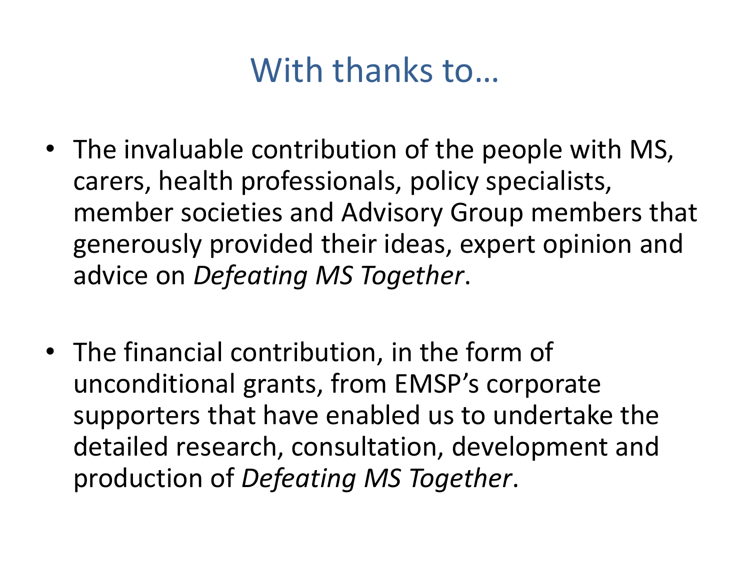# With thanks to…

- The invaluable contribution of the people with MS, carers, health professionals, policy specialists, member societies and Advisory Group members that generously provided their ideas, expert opinion and advice on *Defeating MS Together*.

- The financial contribution, in the form of unconditional grants, from EMSP's corporate supporters that have enabled us to undertake the detailed research, consultation, development and production of *Defeating MS Together*.